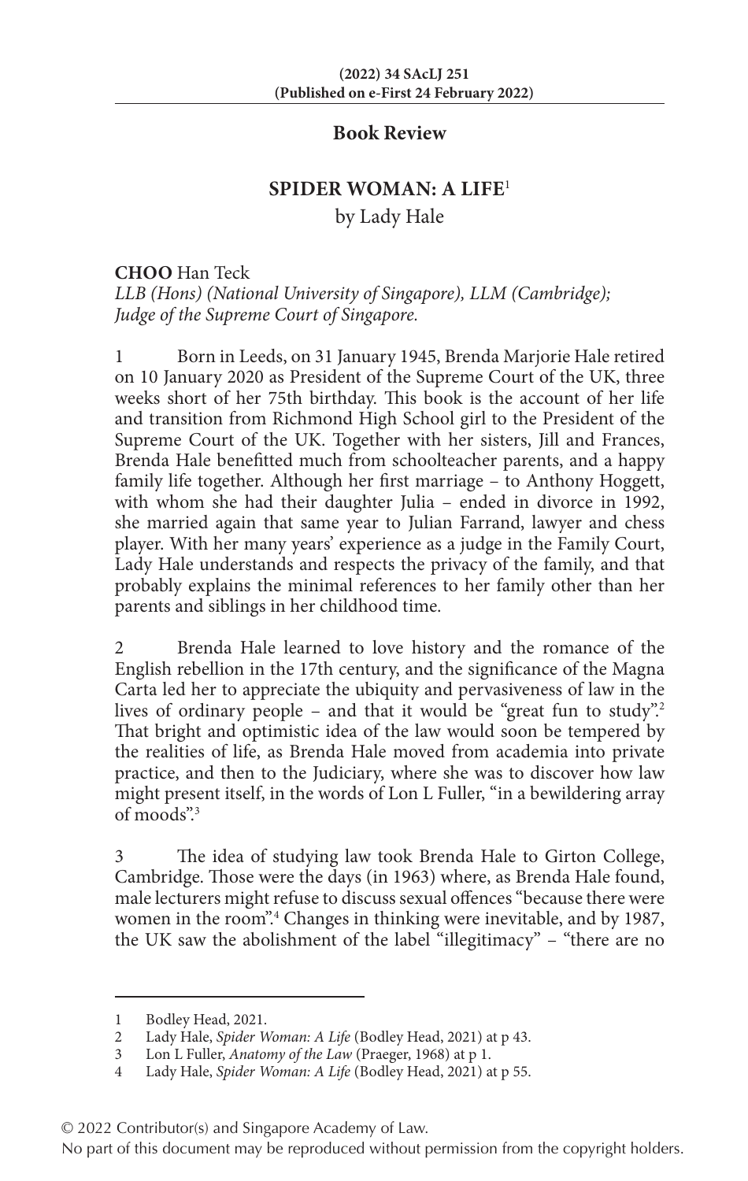## Book Review

## SPIDER WOMAN: A LIFE[1]

by Lady Hale

**CHOO** Han Teck
*LLB (Hons) (National University of Singapore), LLM (Cambridge); Judge of the Supreme Court of Singapore.*

1 Born in Leeds, on 31 January 1945, Brenda Marjorie Hale retired on 10 January 2020 as President of the Supreme Court of the UK, three weeks short of her 75th birthday. This book is the account of her life and transition from Richmond High School girl to the President of the Supreme Court of the UK. Together with her sisters, Jill and Frances, Brenda Hale benefitted much from schoolteacher parents, and a happy family life together. Although her first marriage – to Anthony Hoggett, with whom she had their daughter Julia – ended in divorce in 1992, she married again that same year to Julian Farrand, lawyer and chess player. With her many years' experience as a judge in the Family Court, Lady Hale understands and respects the privacy of the family, and that probably explains the minimal references to her family other than her parents and siblings in her childhood time.

2 Brenda Hale learned to love history and the romance of the English rebellion in the 17th century, and the significance of the Magna Carta led her to appreciate the ubiquity and pervasiveness of law in the lives of ordinary people – and that it would be "great fun to study".[2] That bright and optimistic idea of the law would soon be tempered by the realities of life, as Brenda Hale moved from academia into private practice, and then to the Judiciary, where she was to discover how law might present itself, in the words of Lon L Fuller, "in a bewildering array of moods".[3]

3 The idea of studying law took Brenda Hale to Girton College, Cambridge. Those were the days (in 1963) where, as Brenda Hale found, male lecturers might refuse to discuss sexual offences "because there were women in the room".[4] Changes in thinking were inevitable, and by 1987, the UK saw the abolishment of the label "illegitimacy" – "there are no

---

1 Bodley Head, 2021.
2 Lady Hale, *Spider Woman: A Life* (Bodley Head, 2021) at p 43.
3 Lon L Fuller, *Anatomy of the Law* (Praeger, 1968) at p 1.
4 Lady Hale, *Spider Woman: A Life* (Bodley Head, 2021) at p 55.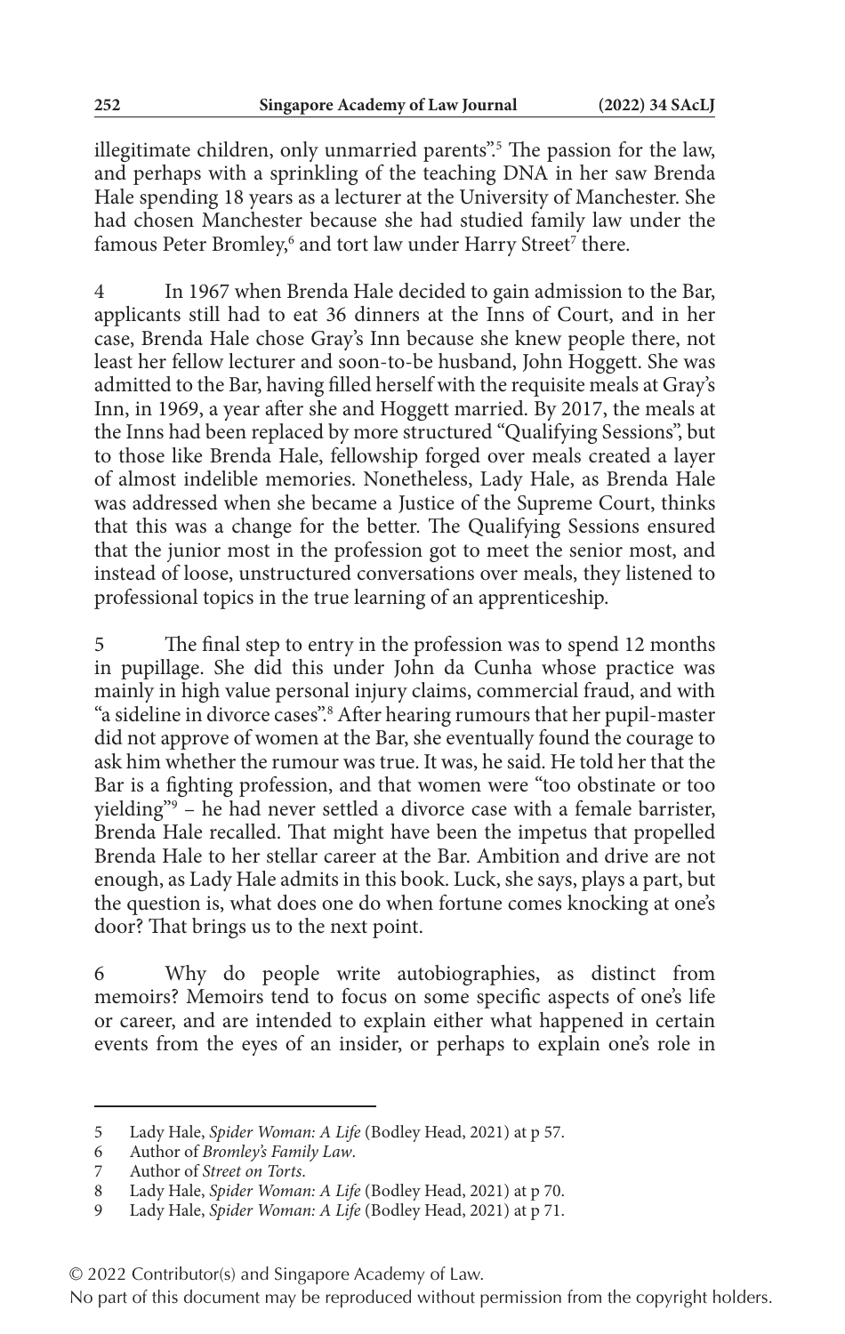illegitimate children, only unmarried parents".[5] The passion for the law, and perhaps with a sprinkling of the teaching DNA in her saw Brenda Hale spending 18 years as a lecturer at the University of Manchester. She had chosen Manchester because she had studied family law under the famous Peter Bromley,[6] and tort law under Harry Street[7] there.

4 In 1967 when Brenda Hale decided to gain admission to the Bar, applicants still had to eat 36 dinners at the Inns of Court, and in her case, Brenda Hale chose Gray's Inn because she knew people there, not least her fellow lecturer and soon-to-be husband, John Hoggett. She was admitted to the Bar, having filled herself with the requisite meals at Gray's Inn, in 1969, a year after she and Hoggett married. By 2017, the meals at the Inns had been replaced by more structured "Qualifying Sessions", but to those like Brenda Hale, fellowship forged over meals created a layer of almost indelible memories. Nonetheless, Lady Hale, as Brenda Hale was addressed when she became a Justice of the Supreme Court, thinks that this was a change for the better. The Qualifying Sessions ensured that the junior most in the profession got to meet the senior most, and instead of loose, unstructured conversations over meals, they listened to professional topics in the true learning of an apprenticeship.

5 The final step to entry in the profession was to spend 12 months in pupillage. She did this under John da Cunha whose practice was mainly in high value personal injury claims, commercial fraud, and with "a sideline in divorce cases".[8] After hearing rumours that her pupil-master did not approve of women at the Bar, she eventually found the courage to ask him whether the rumour was true. It was, he said. He told her that the Bar is a fighting profession, and that women were "too obstinate or too yielding"[9] – he had never settled a divorce case with a female barrister, Brenda Hale recalled. That might have been the impetus that propelled Brenda Hale to her stellar career at the Bar. Ambition and drive are not enough, as Lady Hale admits in this book. Luck, she says, plays a part, but the question is, what does one do when fortune comes knocking at one's door? That brings us to the next point.

6 Why do people write autobiographies, as distinct from memoirs? Memoirs tend to focus on some specific aspects of one's life or career, and are intended to explain either what happened in certain events from the eyes of an insider, or perhaps to explain one's role in

---

5 Lady Hale, *Spider Woman: A Life* (Bodley Head, 2021) at p 57.
6 Author of *Bromley's Family Law*.
7 Author of *Street on Torts*.
8 Lady Hale, *Spider Woman: A Life* (Bodley Head, 2021) at p 70.
9 Lady Hale, *Spider Woman: A Life* (Bodley Head, 2021) at p 71.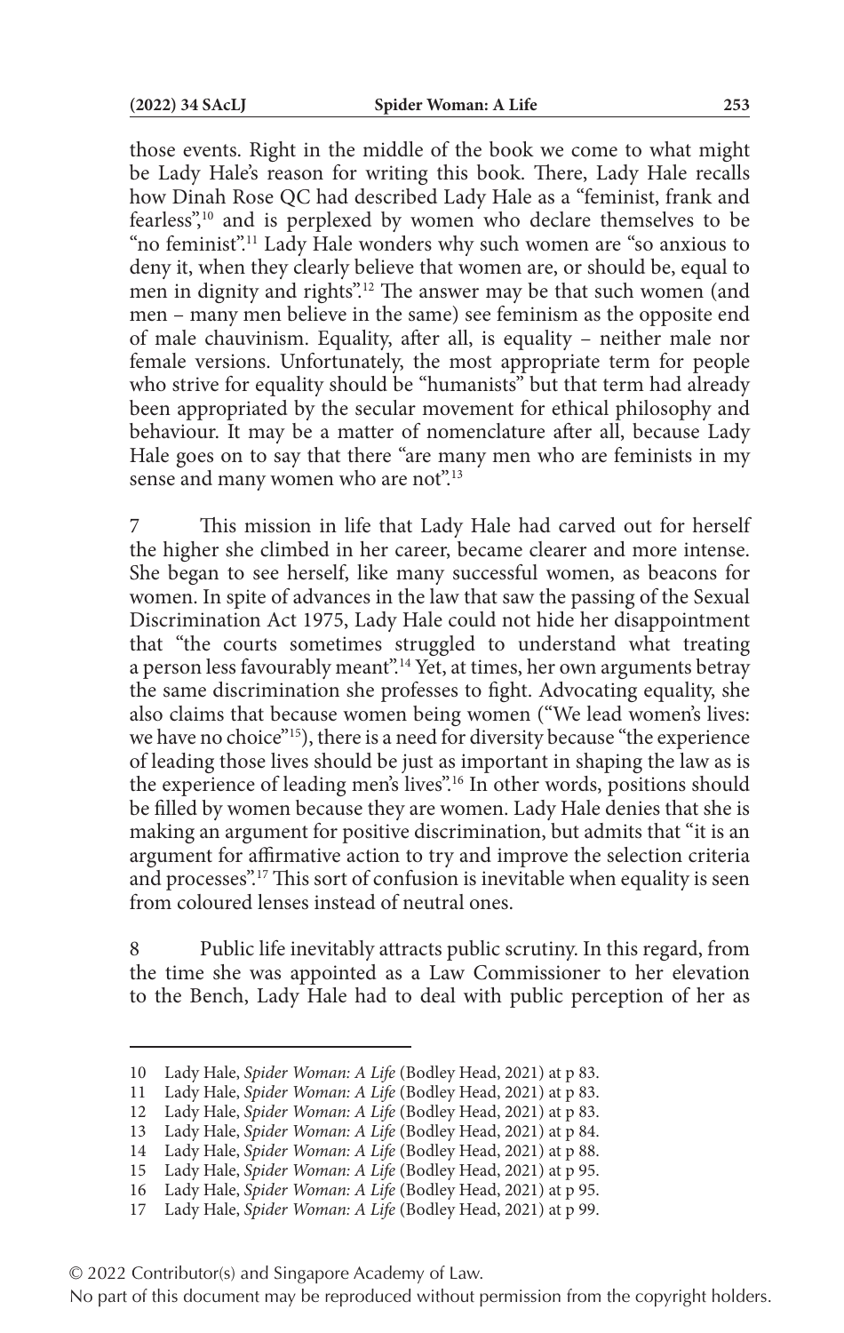those events. Right in the middle of the book we come to what might be Lady Hale's reason for writing this book. There, Lady Hale recalls how Dinah Rose QC had described Lady Hale as a "feminist, frank and fearless",[10] and is perplexed by women who declare themselves to be "no feminist".[11] Lady Hale wonders why such women are "so anxious to deny it, when they clearly believe that women are, or should be, equal to men in dignity and rights".[12] The answer may be that such women (and men – many men believe in the same) see feminism as the opposite end of male chauvinism. Equality, after all, is equality – neither male nor female versions. Unfortunately, the most appropriate term for people who strive for equality should be "humanists" but that term had already been appropriated by the secular movement for ethical philosophy and behaviour. It may be a matter of nomenclature after all, because Lady Hale goes on to say that there "are many men who are feminists in my sense and many women who are not".[13]

7 This mission in life that Lady Hale had carved out for herself the higher she climbed in her career, became clearer and more intense. She began to see herself, like many successful women, as beacons for women. In spite of advances in the law that saw the passing of the Sexual Discrimination Act 1975, Lady Hale could not hide her disappointment that "the courts sometimes struggled to understand what treating a person less favourably meant".[14] Yet, at times, her own arguments betray the same discrimination she professes to fight. Advocating equality, she also claims that because women being women ("We lead women's lives: we have no choice"[15]), there is a need for diversity because "the experience of leading those lives should be just as important in shaping the law as is the experience of leading men's lives".[16] In other words, positions should be filled by women because they are women. Lady Hale denies that she is making an argument for positive discrimination, but admits that "it is an argument for affirmative action to try and improve the selection criteria and processes".[17] This sort of confusion is inevitable when equality is seen from coloured lenses instead of neutral ones.

8 Public life inevitably attracts public scrutiny. In this regard, from the time she was appointed as a Law Commissioner to her elevation to the Bench, Lady Hale had to deal with public perception of her as

---

10 Lady Hale, *Spider Woman: A Life* (Bodley Head, 2021) at p 83.

11 Lady Hale, *Spider Woman: A Life* (Bodley Head, 2021) at p 83.

12 Lady Hale, *Spider Woman: A Life* (Bodley Head, 2021) at p 83.

13 Lady Hale, *Spider Woman: A Life* (Bodley Head, 2021) at p 84.

14 Lady Hale, *Spider Woman: A Life* (Bodley Head, 2021) at p 88.

15 Lady Hale, *Spider Woman: A Life* (Bodley Head, 2021) at p 95.

16 Lady Hale, *Spider Woman: A Life* (Bodley Head, 2021) at p 95.

17 Lady Hale, *Spider Woman: A Life* (Bodley Head, 2021) at p 99.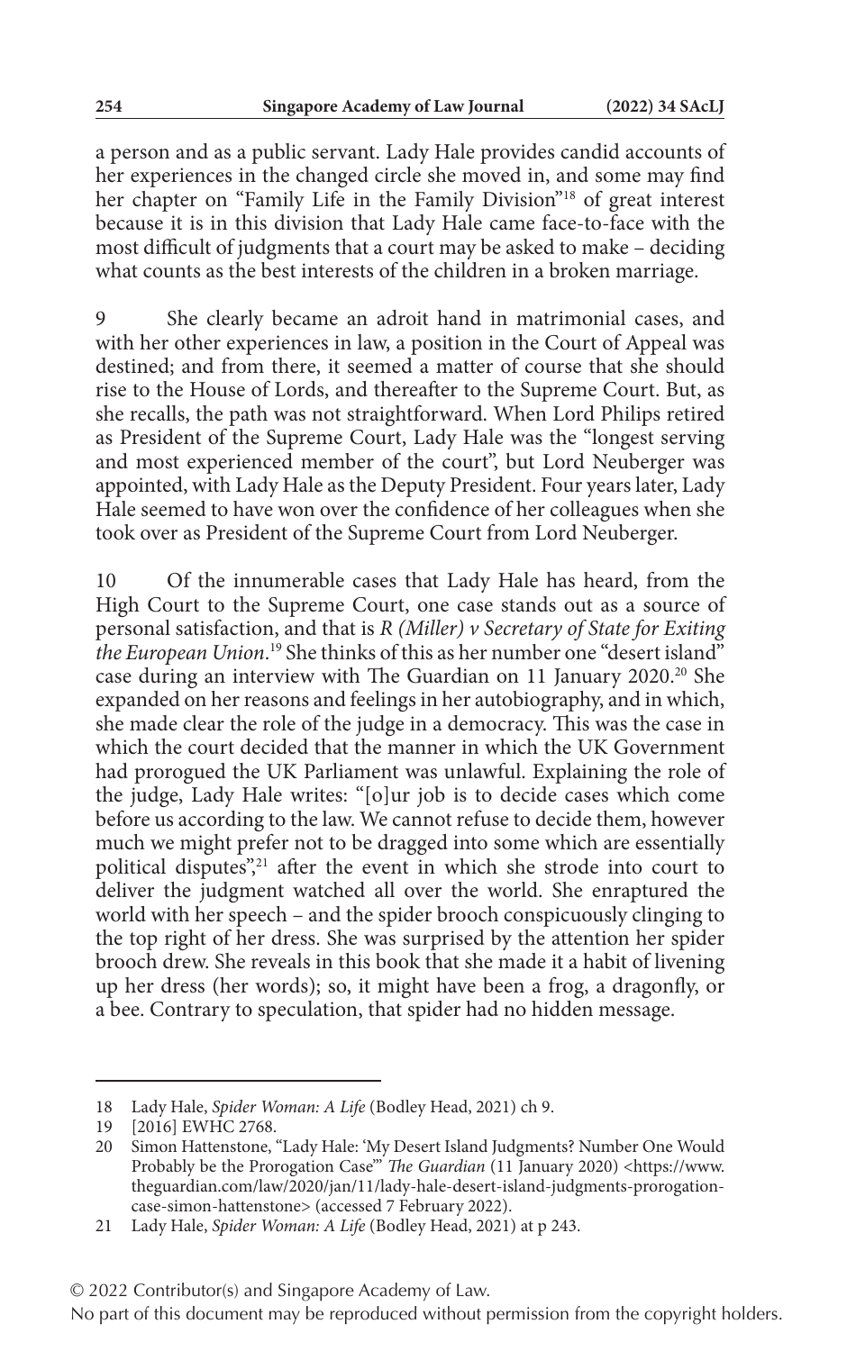a person and as a public servant. Lady Hale provides candid accounts of her experiences in the changed circle she moved in, and some may find her chapter on "Family Life in the Family Division"[18] of great interest because it is in this division that Lady Hale came face-to-face with the most difficult of judgments that a court may be asked to make – deciding what counts as the best interests of the children in a broken marriage.

9 She clearly became an adroit hand in matrimonial cases, and with her other experiences in law, a position in the Court of Appeal was destined; and from there, it seemed a matter of course that she should rise to the House of Lords, and thereafter to the Supreme Court. But, as she recalls, the path was not straightforward. When Lord Philips retired as President of the Supreme Court, Lady Hale was the "longest serving and most experienced member of the court", but Lord Neuberger was appointed, with Lady Hale as the Deputy President. Four years later, Lady Hale seemed to have won over the confidence of her colleagues when she took over as President of the Supreme Court from Lord Neuberger.

10 Of the innumerable cases that Lady Hale has heard, from the High Court to the Supreme Court, one case stands out as a source of personal satisfaction, and that is *R (Miller) v Secretary of State for Exiting the European Union*.[19] She thinks of this as her number one "desert island" case during an interview with The Guardian on 11 January 2020.[20] She expanded on her reasons and feelings in her autobiography, and in which, she made clear the role of the judge in a democracy. This was the case in which the court decided that the manner in which the UK Government had prorogued the UK Parliament was unlawful. Explaining the role of the judge, Lady Hale writes: "[o]ur job is to decide cases which come before us according to the law. We cannot refuse to decide them, however much we might prefer not to be dragged into some which are essentially political disputes",[21] after the event in which she strode into court to deliver the judgment watched all over the world. She enraptured the world with her speech – and the spider brooch conspicuously clinging to the top right of her dress. She was surprised by the attention her spider brooch drew. She reveals in this book that she made it a habit of livening up her dress (her words); so, it might have been a frog, a dragonfly, or a bee. Contrary to speculation, that spider had no hidden message.

---

18 Lady Hale, *Spider Woman: A Life* (Bodley Head, 2021) ch 9.

19 [2016] EWHC 2768.

20 Simon Hattenstone, "Lady Hale: 'My Desert Island Judgments? Number One Would Probably be the Prorogation Case'" *The Guardian* (11 January 2020) <https://www.theguardian.com/law/2020/jan/11/lady-hale-desert-island-judgments-prorogation-case-simon-hattenstone> (accessed 7 February 2022).

21 Lady Hale, *Spider Woman: A Life* (Bodley Head, 2021) at p 243.

© 2022 Contributor(s) and Singapore Academy of Law.
No part of this document may be reproduced without permission from the copyright holders.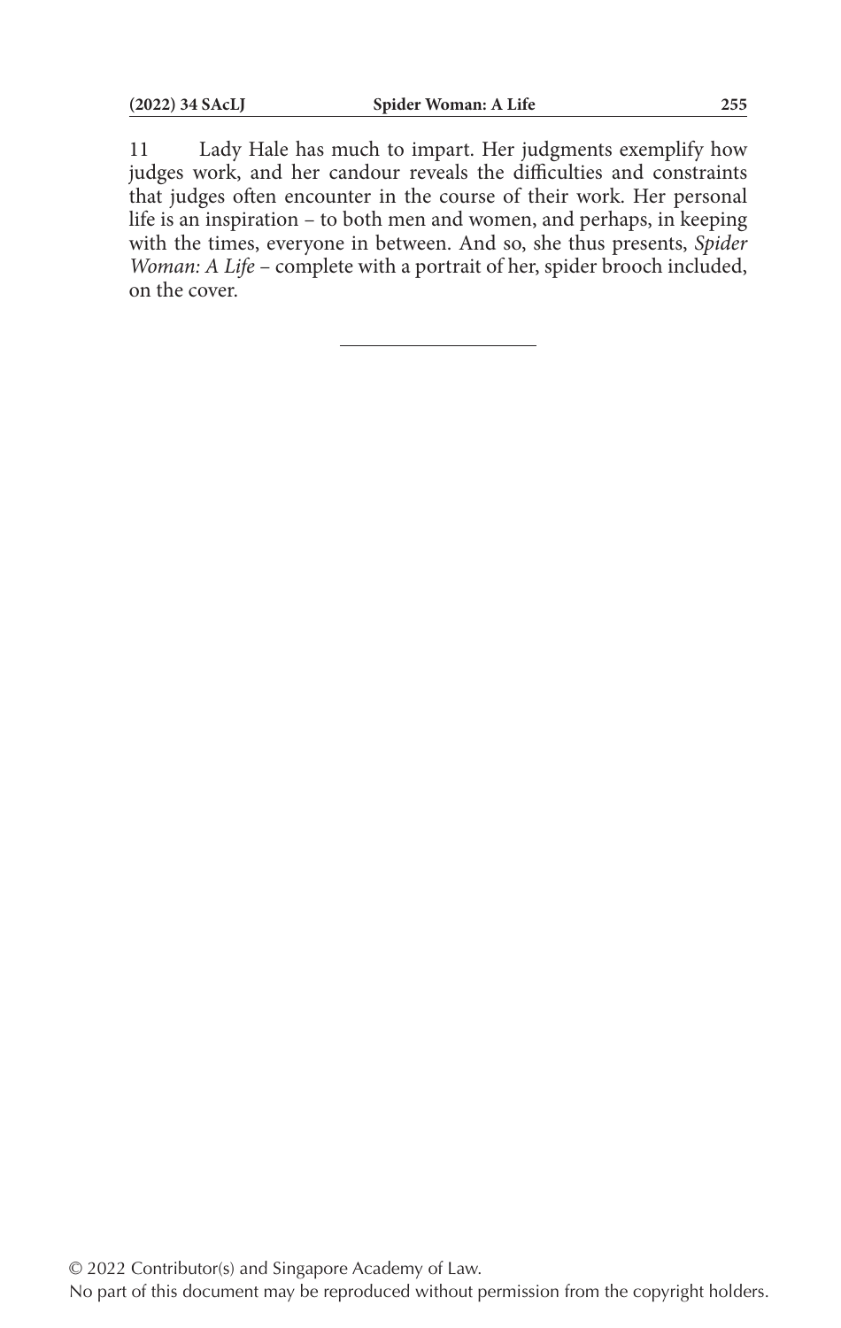11 Lady Hale has much to impart. Her judgments exemplify how judges work, and her candour reveals the difficulties and constraints that judges often encounter in the course of their work. Her personal life is an inspiration – to both men and women, and perhaps, in keeping with the times, everyone in between. And so, she thus presents, *Spider Woman: A Life* – complete with a portrait of her, spider brooch included, on the cover.

---

© 2022 Contributor(s) and Singapore Academy of Law.
No part of this document may be reproduced without permission from the copyright holders.